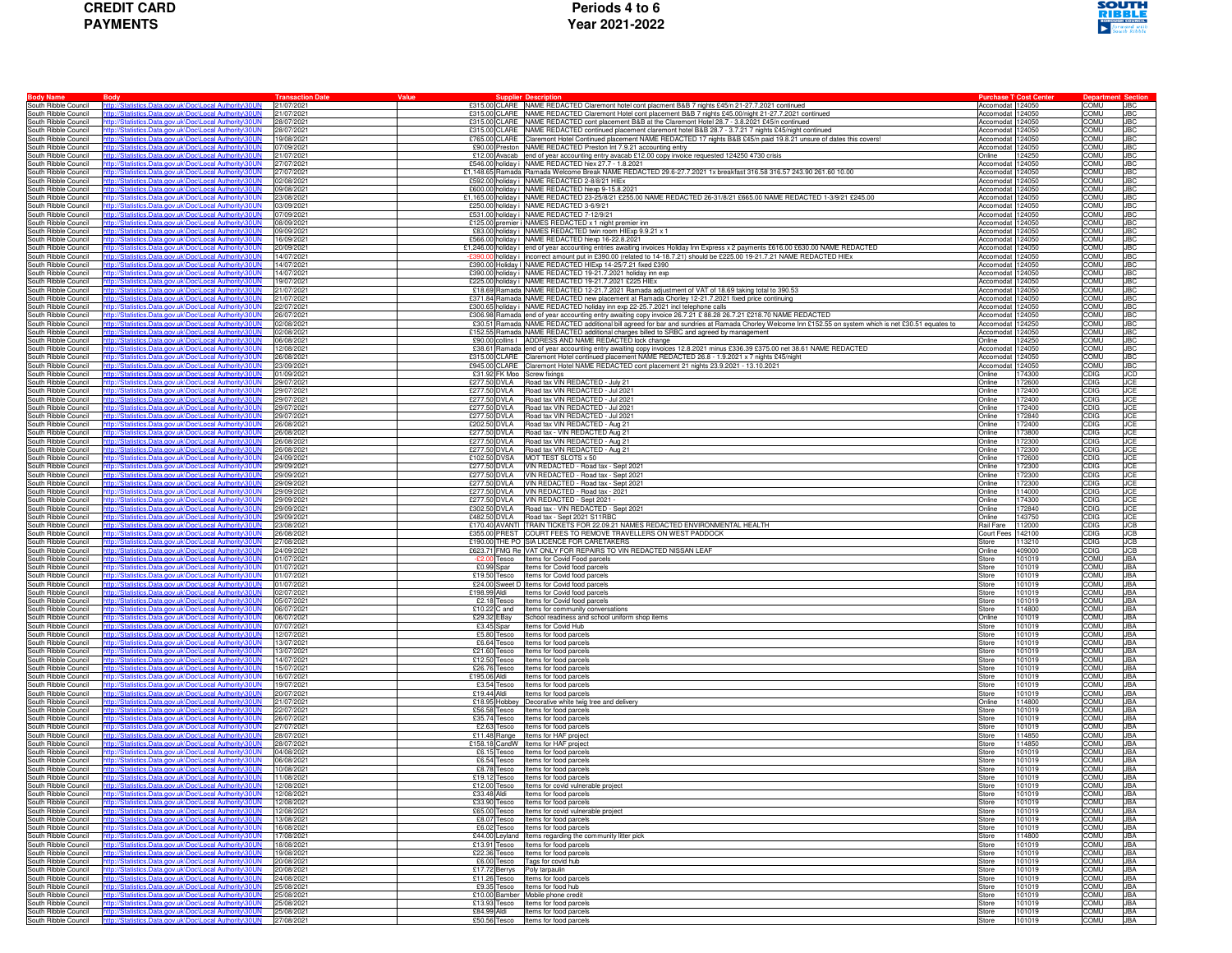# CREDIT CARD PAYMENTS

## Periods 4 to 6 Year 2021-2022

| Body Name | Body | Transaction Date | Value | Supplier | Description | Purchase Type | Cost Center | Department | Section |
|---|---|---|---|---|---|---|---|---|---|
| South Ribble Council | http://Statistics.Data.gov.uk/Doc/Local Authority/30UN | 21/07/2021 | £315.00 | CLARE | NAME REDACTED Claremont hotel cont placment B&B 7 nights £45/n 21-27.7.2021 continued | Accomodat | 124050 | COMU | JBC |
| South Ribble Council | http://Statistics.Data.gov.uk/Doc/Local Authority/30UN | 21/07/2021 | £315.00 | CLARE | NAME REDACTED Claremont Hotel cont placement B&B 7 nights £45.00/night 21-27.7.2021 continued | Accomodat | 124050 | COMU | JBC |
| South Ribble Council | http://Statistics.Data.gov.uk/Doc/Local Authority/30UN | 28/07/2021 | £315.00 | CLARE | NAME REDACTED cont placement B&B at the Claremont Hotel 28.7 - 3.8.2021 £45/n continued | Accomodat | 124050 | COMU | JBC |
| South Ribble Council | http://Statistics.Data.gov.uk/Doc/Local Authority/30UN | 28/07/2021 | £315.00 | CLARE | NAME REDACTED continued placement claremont hotel B&B 28.7 - 3.7.21 7 nights £45/night continued | Accomodat | 124050 | COMU | JBC |
| South Ribble Council | http://Statistics.Data.gov.uk/Doc/Local Authority/30UN | 19/08/2021 | £765.00 | CLARE | Claremont Hotel Continued placement NAME REDACTED 17 nights B&B £45/n paid 19.8.21 unsure of dates this covers! | Accomodat | 124050 | COMU | JBC |
| South Ribble Council | http://Statistics.Data.gov.uk/Doc/Local Authority/30UN | 07/09/2021 | £90.00 | Preston | NAME REDACTED Preston Int 7.9.21 accounting entry | Accomodat | 124050 | COMU | JBC |
| South Ribble Council | http://Statistics.Data.gov.uk/Doc/Local Authority/30UN | 21/07/2021 | £12.00 | Avacab | end of year accounting entry avacab £12.00 copy invoice requested 124250 4730 crisis | Online | 124250 | COMU | JBC |
| South Ribble Council | http://Statistics.Data.gov.uk/Doc/Local Authority/30UN | 27/07/2021 | £546.00 | holiday i | NAME REDACTED hiex 27.7 - 1.8.2021 | Accomodat | 124050 | COMU | JBC |
| South Ribble Council | http://Statistics.Data.gov.uk/Doc/Local Authority/30UN | 27/07/2021 | £1,148.65 | Ramada | Ramada Welcome Break NAME REDACTED 29.6-27.7.2021 1x breakfast 316.58 316.57 243.90 261.60 10.00 | Accomodat | 124050 | COMU | JBC |
| South Ribble Council | http://Statistics.Data.gov.uk/Doc/Local Authority/30UN | 02/08/2021 | £592.00 | holiday i | NAME REDACTED 2-8/8/21 HIEx | Accomodat | 124050 | COMU | JBC |
| South Ribble Council | http://Statistics.Data.gov.uk/Doc/Local Authority/30UN | 09/08/2021 | £600.00 | holiday i | NAME REDACTED hiexp 9-15.8.2021 | Accomodat | 124050 | COMU | JBC |
| South Ribble Council | http://Statistics.Data.gov.uk/Doc/Local Authority/30UN | 23/08/2021 | £1,165.00 | holiday i | NAME REDACTED 23-25/8/21 £255.00 NAME REDACTED 26-31/8/21 £665.00 NAME REDACTED 1-3/9/21 £245.00 | Accomodat | 124050 | COMU | JBC |
| South Ribble Council | http://Statistics.Data.gov.uk/Doc/Local Authority/30UN | 03/09/2021 | £250.00 | holiday i | NAME REDACTED 3-6/9/21 | Accomodat | 124050 | COMU | JBC |
| South Ribble Council | http://Statistics.Data.gov.uk/Doc/Local Authority/30UN | 07/09/2021 | £531.00 | holiday i | NAME REDACTED 7-12/9/21 | Accomodat | 124050 | COMU | JBC |
| South Ribble Council | http://Statistics.Data.gov.uk/Doc/Local Authority/30UN | 08/09/2021 | £125.00 | premier i | NAMES REDACTED x 1 night premier inn | Accomodat | 124050 | COMU | JBC |
| South Ribble Council | http://Statistics.Data.gov.uk/Doc/Local Authority/30UN | 09/09/2021 | £83.00 | holiday i | NAMES REDACTED twin room HIExp 9.9.21 x 1 | Accomodat | 124050 | COMU | JBC |
| South Ribble Council | http://Statistics.Data.gov.uk/Doc/Local Authority/30UN | 16/09/2021 | £566.00 | holiday i | NAME REDACTED hiexp 16-22.8.2021 | Accomodat | 124050 | COMU | JBC |
| South Ribble Council | http://Statistics.Data.gov.uk/Doc/Local Authority/30UN | 20/09/2021 | £1,246.00 | holiday i | end of year accounting entries awaiting invoices Holiday Inn Express x 2 payments £616.00 £630.00 NAME REDACTED | Accomodat | 124050 | COMU | JBC |
| South Ribble Council | http://Statistics.Data.gov.uk/Doc/Local Authority/30UN | 14/07/2021 | -£390.00 | holiday i | incorrect amount put in £390.00 (related to 14-18.7.21) should be £225.00 19-21.7.21 NAME REDACTED HIEx | Accomodat | 124050 | COMU | JBC |
| South Ribble Council | http://Statistics.Data.gov.uk/Doc/Local Authority/30UN | 14/07/2021 | £390.00 | Holiday I | NAME REDACTED HIExp 14-25/7.21 fixed £390 | Accomodat | 124050 | COMU | JBC |
| South Ribble Council | http://Statistics.Data.gov.uk/Doc/Local Authority/30UN | 14/07/2021 | £390.00 | holiday i | NAME REDACTED 19-21.7.2021 holiday inn exp | Accomodat | 124050 | COMU | JBC |
| South Ribble Council | http://Statistics.Data.gov.uk/Doc/Local Authority/30UN | 19/07/2021 | £225.00 | holiday i | NAME REDACTED 19-21.7.2021 £225 HIEx | Accomodat | 124050 | COMU | JBC |
| South Ribble Council | http://Statistics.Data.gov.uk/Doc/Local Authority/30UN | 21/07/2021 | £18.69 | Ramada | NAME REDACTED 12-21.7.2021 Ramada adjustment of VAT of 18.69 taking total to 390.53 | Accomodat | 124050 | COMU | JBC |
| South Ribble Council | http://Statistics.Data.gov.uk/Doc/Local Authority/30UN | 21/07/2021 | £371.84 | Ramada | NAME REDACTED new placement at Ramada Chorley 12-21.7.2021 fixed price continuing | Accomodat | 124050 | COMU | JBC |
| South Ribble Council | http://Statistics.Data.gov.uk/Doc/Local Authority/30UN | 22/07/2021 | £300.65 | holiday i | NAME REDACTED holiday inn exp 22-25.7.2021 incl telephone calls | Accomodat | 124050 | COMU | JBC |
| South Ribble Council | http://Statistics.Data.gov.uk/Doc/Local Authority/30UN | 26/07/2021 | £306.98 | Ramada | end of year accounting entry awaiting copy invoice 26.7.21 £ 88.28 26.7.21 £218.70 NAME REDACTED | Accomodat | 124050 | COMU | JBC |
| South Ribble Council | http://Statistics.Data.gov.uk/Doc/Local Authority/30UN | 02/08/2021 | £30.51 | Ramada | NAME REDACTED additional bill agreed for bar and sundries at Ramada Chorley Welcome Inn £152.55 on system which is net £30.51 equates to | Accomodat | 124250 | COMU | JBC |
| South Ribble Council | http://Statistics.Data.gov.uk/Doc/Local Authority/30UN | 02/08/2021 | £152.55 | Ramada | NAME REDACTED additional charges billed to SRBC and agreed by management | Accomodat | 124050 | COMU | JBC |
| South Ribble Council | http://Statistics.Data.gov.uk/Doc/Local Authority/30UN | 06/08/2021 | £90.00 | collins l | ADDRESS AND NAME REDACTED lock change | Online | 124250 | COMU | JBC |
| South Ribble Council | http://Statistics.Data.gov.uk/Doc/Local Authority/30UN | 12/08/2021 | £38.61 | Ramada | end of year accounting entry awaiting copy invoices 12.8.2021 minus £336.39 £375.00 net 38.61 NAME REDACTED | Accomodat | 124050 | COMU | JBC |
| South Ribble Council | http://Statistics.Data.gov.uk/Doc/Local Authority/30UN | 26/08/2021 | £315.00 | CLARE | Claremont Hotel continued placement NAME REDACTED 26.8 - 1.9.2021 x 7 nights £45/night | Accomodat | 124050 | COMU | JBC |
| South Ribble Council | http://Statistics.Data.gov.uk/Doc/Local Authority/30UN | 23/09/2021 | £945.00 | CLARE | Claremont Hotel NAME REDACTED cont placement 21 nights 23.9.2021 - 13.10.2021 | Accomodat | 124050 | COMU | JBC |
| South Ribble Council | http://Statistics.Data.gov.uk/Doc/Local Authority/30UN | 01/09/2021 | £31.92 | FK Moo | Screw fixings | Online | 174300 | CDIG | JCD |
| South Ribble Council | http://Statistics.Data.gov.uk/Doc/Local Authority/30UN | 29/07/2021 | £277.50 | DVLA | Road tax VIN REDACTED - July 21 | Online | 172600 | CDIG | JCE |
| South Ribble Council | http://Statistics.Data.gov.uk/Doc/Local Authority/30UN | 29/07/2021 | £277.50 | DVLA | Road tax VIN REDACTED - Jul 2021 | Online | 172400 | CDIG | JCE |
| South Ribble Council | http://Statistics.Data.gov.uk/Doc/Local Authority/30UN | 29/07/2021 | £277.50 | DVLA | Road tax VIN REDACTED - Jul 2021 | Online | 172400 | CDIG | JCE |
| South Ribble Council | http://Statistics.Data.gov.uk/Doc/Local Authority/30UN | 29/07/2021 | £277.50 | DVLA | Road tax VIN REDACTED - Jul 2021 | Online | 172400 | CDIG | JCE |
| South Ribble Council | http://Statistics.Data.gov.uk/Doc/Local Authority/30UN | 29/07/2021 | £277.50 | DVLA | Road tax VIN REDACTED - Jul 2021 | Online | 172840 | CDIG | JCE |
| South Ribble Council | http://Statistics.Data.gov.uk/Doc/Local Authority/30UN | 26/08/2021 | £202.50 | DVLA | Road tax VIN REDACTED - Aug 21 | Online | 172400 | CDIG | JCE |
| South Ribble Council | http://Statistics.Data.gov.uk/Doc/Local Authority/30UN | 26/08/2021 | £277.50 | DVLA | Road tax - VIN REDACTED Aug 21 | Online | 173800 | CDIG | JCE |
| South Ribble Council | http://Statistics.Data.gov.uk/Doc/Local Authority/30UN | 26/08/2021 | £277.50 | DVLA | Road tax VIN REDACTED - Aug 21 | Online | 172300 | CDIG | JCE |
| South Ribble Council | http://Statistics.Data.gov.uk/Doc/Local Authority/30UN | 26/08/2021 | £277.50 | DVLA | Road tax VIN REDACTED - Aug 21 | Online | 172300 | CDIG | JCE |
| South Ribble Council | http://Statistics.Data.gov.uk/Doc/Local Authority/30UN | 24/09/2021 | £102.50 | DVSA | MOT TEST SLOTS x 50 | Online | 172600 | CDIG | JCE |
| South Ribble Council | http://Statistics.Data.gov.uk/Doc/Local Authority/30UN | 29/09/2021 | £277.50 | DVLA | VIN REDACTED - Road tax - Sept 2021 | Online | 172300 | CDIG | JCE |
| South Ribble Council | http://Statistics.Data.gov.uk/Doc/Local Authority/30UN | 29/09/2021 | £277.50 | DVLA | VIN REDACTED - Road tax - Sept 2021 | Online | 172300 | CDIG | JCE |
| South Ribble Council | http://Statistics.Data.gov.uk/Doc/Local Authority/30UN | 29/09/2021 | £277.50 | DVLA | VIN REDACTED - Road tax - Sept 2021 | Online | 172300 | CDIG | JCE |
| South Ribble Council | http://Statistics.Data.gov.uk/Doc/Local Authority/30UN | 29/09/2021 | £277.50 | DVLA | VIN REDACTED - Road tax - 2021 | Online | 114000 | CDIG | JCE |
| South Ribble Council | http://Statistics.Data.gov.uk/Doc/Local Authority/30UN | 29/09/2021 | £277.50 | DVLA | VIN REDACTED - Sept 2021 - | Online | 174300 | CDIG | JCE |
| South Ribble Council | http://Statistics.Data.gov.uk/Doc/Local Authority/30UN | 29/09/2021 | £302.50 | DVLA | Road tax - VIN REDACTED - Sept 2021 | Online | 172840 | CDIG | JCE |
| South Ribble Council | http://Statistics.Data.gov.uk/Doc/Local Authority/30UN | 29/09/2021 | £482.50 | DVLA | Road tax - Sept 2021 S11RBC | Online | 143750 | CDIG | JCE |
| South Ribble Council | http://Statistics.Data.gov.uk/Doc/Local Authority/30UN | 23/08/2021 | £170.40 | AVANTI | TRAIN TICKETS FOR 22.09.21 NAMES REDACTED ENVIRONMENTAL HEALTH | Rail Fare | 112000 | CDIG | JCB |
| South Ribble Council | http://Statistics.Data.gov.uk/Doc/Local Authority/30UN | 26/08/2021 | £355.00 | PREST | COURT FEES TO REMOVE TRAVELLERS ON WEST PADDOCK | Court Fees | 142100 | CDIG | JCB |
| South Ribble Council | http://Statistics.Data.gov.uk/Doc/Local Authority/30UN | 27/08/2021 | £190.00 | THE PO | SIA LICENCE FOR CARETAKERS | Store | 113210 | CDIG | JCB |
| South Ribble Council | http://Statistics.Data.gov.uk/Doc/Local Authority/30UN | 24/09/2021 | £623.71 | FMG Re | VAT ONLY FOR REPAIRS TO VIN REDACTED NISSAN LEAF | Online | 409000 | CDIG | JCB |
| South Ribble Council | http://Statistics.Data.gov.uk/Doc/Local Authority/30UN | 01/07/2021 | -£2.00 | Tesco | Items for Covid Food parcels | Store | 101019 | COMU | JBA |
| South Ribble Council | http://Statistics.Data.gov.uk/Doc/Local Authority/30UN | 01/07/2021 | £0.99 | Spar | Items for Covid food parcels | Store | 101019 | COMU | JBA |
| South Ribble Council | http://Statistics.Data.gov.uk/Doc/Local Authority/30UN | 01/07/2021 | £19.50 | Tesco | Items for Covid food parcels | Store | 101019 | COMU | JBA |
| South Ribble Council | http://Statistics.Data.gov.uk/Doc/Local Authority/30UN | 01/07/2021 | £24.00 | Sweet D | Items for Covid food parcels | Store | 101019 | COMU | JBA |
| South Ribble Council | http://Statistics.Data.gov.uk/Doc/Local Authority/30UN | 02/07/2021 | £198.99 | Aldi | Items for Covid food parcels | Store | 101019 | COMU | JBA |
| South Ribble Council | http://Statistics.Data.gov.uk/Doc/Local Authority/30UN | 05/07/2021 | £2.18 | Tesco | Items for Covid food parcels | Store | 101019 | COMU | JBA |
| South Ribble Council | http://Statistics.Data.gov.uk/Doc/Local Authority/30UN | 06/07/2021 | £10.22 | C and | Items for community conversations | Store | 114800 | COMU | JBA |
| South Ribble Council | http://Statistics.Data.gov.uk/Doc/Local Authority/30UN | 06/07/2021 | £29.32 | EBay | School readiness and school uniform shop items | Online | 101019 | COMU | JBA |
| South Ribble Council | http://Statistics.Data.gov.uk/Doc/Local Authority/30UN | 07/07/2021 | £3.45 | Spar | Items for Covid Hub | Store | 101019 | COMU | JBA |
| South Ribble Council | http://Statistics.Data.gov.uk/Doc/Local Authority/30UN | 12/07/2021 | £5.80 | Tesco | Items for food parcels | Store | 101019 | COMU | JBA |
| South Ribble Council | http://Statistics.Data.gov.uk/Doc/Local Authority/30UN | 13/07/2021 | £6.64 | Tesco | Items for food parcels | Store | 101019 | COMU | JBA |
| South Ribble Council | http://Statistics.Data.gov.uk/Doc/Local Authority/30UN | 13/07/2021 | £21.60 | Tesco | Items for food parcels | Store | 101019 | COMU | JBA |
| South Ribble Council | http://Statistics.Data.gov.uk/Doc/Local Authority/30UN | 14/07/2021 | £12.50 | Tesco | Items for food parcels | Store | 101019 | COMU | JBA |
| South Ribble Council | http://Statistics.Data.gov.uk/Doc/Local Authority/30UN | 15/07/2021 | £26.76 | Tesco | Items for food parcels | Store | 101019 | COMU | JBA |
| South Ribble Council | http://Statistics.Data.gov.uk/Doc/Local Authority/30UN | 16/07/2021 | £195.06 | Aldi | Items for food parcels | Store | 101019 | COMU | JBA |
| South Ribble Council | http://Statistics.Data.gov.uk/Doc/Local Authority/30UN | 19/07/2021 | £3.54 | Tesco | Items for food parcels | Store | 101019 | COMU | JBA |
| South Ribble Council | http://Statistics.Data.gov.uk/Doc/Local Authority/30UN | 20/07/2021 | £19.44 | Aldi | Items for food parcels | Store | 101019 | COMU | JBA |
| South Ribble Council | http://Statistics.Data.gov.uk/Doc/Local Authority/30UN | 21/07/2021 | £18.95 | Hobbey | Decorative white twig tree and delivery | Online | 114800 | COMU | JBA |
| South Ribble Council | http://Statistics.Data.gov.uk/Doc/Local Authority/30UN | 22/07/2021 | £56.58 | Tesco | Items for food parcels | Store | 101019 | COMU | JBA |
| South Ribble Council | http://Statistics.Data.gov.uk/Doc/Local Authority/30UN | 26/07/2021 | £35.74 | Tesco | Items for food parcels | Store | 101019 | COMU | JBA |
| South Ribble Council | http://Statistics.Data.gov.uk/Doc/Local Authority/30UN | 27/07/2021 | £2.63 | Tesco | Items for food parcels | Store | 101019 | COMU | JBA |
| South Ribble Council | http://Statistics.Data.gov.uk/Doc/Local Authority/30UN | 28/07/2021 | £11.48 | Range | Items for HAF project | Store | 114850 | COMU | JBA |
| South Ribble Council | http://Statistics.Data.gov.uk/Doc/Local Authority/30UN | 28/07/2021 | £158.18 | CandW | Items for HAF project | Store | 114850 | COMU | JBA |
| South Ribble Council | http://Statistics.Data.gov.uk/Doc/Local Authority/30UN | 04/08/2021 | £6.15 | Tesco | Items for food parcels | Store | 101019 | COMU | JBA |
| South Ribble Council | http://Statistics.Data.gov.uk/Doc/Local Authority/30UN | 06/08/2021 | £6.54 | Tesco | Items for food parcels | Store | 101019 | COMU | JBA |
| South Ribble Council | http://Statistics.Data.gov.uk/Doc/Local Authority/30UN | 10/08/2021 | £8.78 | Tesco | Items for food parcels | Store | 101019 | COMU | JBA |
| South Ribble Council | http://Statistics.Data.gov.uk/Doc/Local Authority/30UN | 11/08/2021 | £19.12 | Tesco | Items for food parcels | Store | 101019 | COMU | JBA |
| South Ribble Council | http://Statistics.Data.gov.uk/Doc/Local Authority/30UN | 12/08/2021 | £12.00 | Tesco | Items for covid vulnerable project | Store | 101019 | COMU | JBA |
| South Ribble Council | http://Statistics.Data.gov.uk/Doc/Local Authority/30UN | 12/08/2021 | £33.48 | Aldi | Items for food parcels | Store | 101019 | COMU | JBA |
| South Ribble Council | http://Statistics.Data.gov.uk/Doc/Local Authority/30UN | 12/08/2021 | £33.90 | Tesco | Items for food parcels | Store | 101019 | COMU | JBA |
| South Ribble Council | http://Statistics.Data.gov.uk/Doc/Local Authority/30UN | 12/08/2021 | £65.00 | Tesco | Items for covid vulnerable project | Store | 101019 | COMU | JBA |
| South Ribble Council | http://Statistics.Data.gov.uk/Doc/Local Authority/30UN | 13/08/2021 | £8.07 | Tesco | Items for food parcels | Store | 101019 | COMU | JBA |
| South Ribble Council | http://Statistics.Data.gov.uk/Doc/Local Authority/30UN | 16/08/2021 | £6.02 | Tesco | Items for food parcels | Store | 101019 | COMU | JBA |
| South Ribble Council | http://Statistics.Data.gov.uk/Doc/Local Authority/30UN | 17/08/2021 | £44.00 | Leyland | Items regarding the community litter pick | Store | 114800 | COMU | JBA |
| South Ribble Council | http://Statistics.Data.gov.uk/Doc/Local Authority/30UN | 18/08/2021 | £13.91 | Tesco | Items for food parcels | Store | 101019 | COMU | JBA |
| South Ribble Council | http://Statistics.Data.gov.uk/Doc/Local Authority/30UN | 19/08/2021 | £22.36 | Tesco | Items for food parcels | Store | 101019 | COMU | JBA |
| South Ribble Council | http://Statistics.Data.gov.uk/Doc/Local Authority/30UN | 20/08/2021 | £6.00 | Tesco | Tags for covid hub | Store | 101019 | COMU | JBA |
| South Ribble Council | http://Statistics.Data.gov.uk/Doc/Local Authority/30UN | 20/08/2021 | £17.72 | Berrys | Poly tarpaulin | Store | 101019 | COMU | JBA |
| South Ribble Council | http://Statistics.Data.gov.uk/Doc/Local Authority/30UN | 24/08/2021 | £11.26 | Tesco | Items for food parcels | Store | 101019 | COMU | JBA |
| South Ribble Council | http://Statistics.Data.gov.uk/Doc/Local Authority/30UN | 25/08/2021 | £9.35 | Tesco | Items for food hub | Store | 101019 | COMU | JBA |
| South Ribble Council | http://Statistics.Data.gov.uk/Doc/Local Authority/30UN | 25/08/2021 | £10.00 | Bamber | Mobile phone credit | Store | 101019 | COMU | JBA |
| South Ribble Council | http://Statistics.Data.gov.uk/Doc/Local Authority/30UN | 25/08/2021 | £13.93 | Tesco | Items for food parcels | Store | 101019 | COMU | JBA |
| South Ribble Council | http://Statistics.Data.gov.uk/Doc/Local Authority/30UN | 25/08/2021 | £84.99 | Aldi | Items for food parcels | Store | 101019 | COMU | JBA |
| South Ribble Council | http://Statistics.Data.gov.uk/Doc/Local Authority/30UN | 27/08/2021 | £50.56 | Tesco | Items for food parcels | Store | 101019 | COMU | JBA |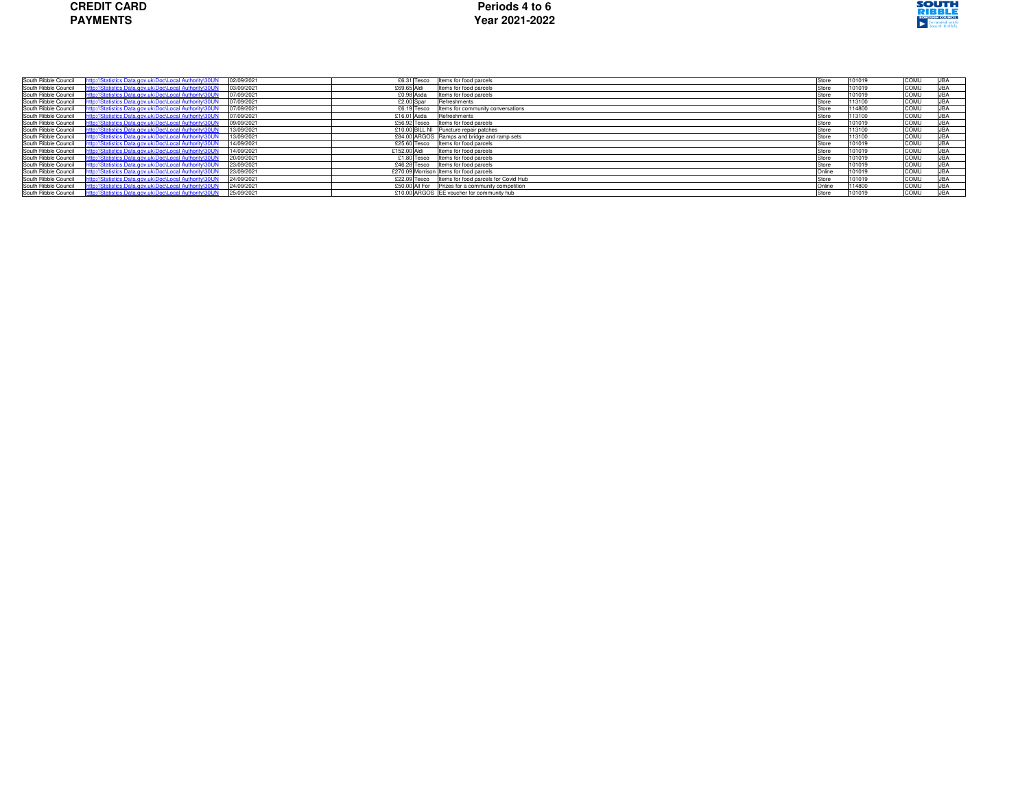**CREDIT CARD PAYMENTS**

**Periods 4 to 6**
**Year 2021-2022**

| | | | | | | | | | | |
|---|---|---|---|---|---|---|---|---|---|---|
| South Ribble Council | http://Statistics.Data.gov.uk\Doc\Local Authority\30UN | 02/09/2021 | | £6.31 | Tesco | Items for food parcels | Store | 101019 | COMU | JBA |
| South Ribble Council | http://Statistics.Data.gov.uk\Doc\Local Authority\30UN | 03/09/2021 | | £69.65 | Aldi | Items for food parcels | Store | 101019 | COMU | JBA |
| South Ribble Council | http://Statistics.Data.gov.uk\Doc\Local Authority\30UN | 07/09/2021 | | £0.98 | Asda | Items for food parcels | Store | 101019 | COMU | JBA |
| South Ribble Council | http://Statistics.Data.gov.uk\Doc\Local Authority\30UN | 07/09/2021 | | £2.00 | Spar | Refreshments | Store | 113100 | COMU | JBA |
| South Ribble Council | http://Statistics.Data.gov.uk\Doc\Local Authority\30UN | 07/09/2021 | | £6.19 | Tesco | Items for community conversations | Store | 114800 | COMU | JBA |
| South Ribble Council | http://Statistics.Data.gov.uk\Doc\Local Authority\30UN | 07/09/2021 | | £16.01 | Asda | Refreshments | Store | 113100 | COMU | JBA |
| South Ribble Council | http://Statistics.Data.gov.uk\Doc\Local Authority\30UN | 09/09/2021 | | £56.92 | Tesco | Items for food parcels | Store | 101019 | COMU | JBA |
| South Ribble Council | http://Statistics.Data.gov.uk\Doc\Local Authority\30UN | 13/09/2021 | | £10.00 | BILL NI | Puncture repair patches | Store | 113100 | COMU | JBA |
| South Ribble Council | http://Statistics.Data.gov.uk\Doc\Local Authority\30UN | 13/09/2021 | | £84.00 | ARGOS | Ramps and bridge and ramp sets | Store | 113100 | COMU | JBA |
| South Ribble Council | http://Statistics.Data.gov.uk\Doc\Local Authority\30UN | 14/09/2021 | | £25.60 | Tesco | Items for food parcels | Store | 101019 | COMU | JBA |
| South Ribble Council | http://Statistics.Data.gov.uk\Doc\Local Authority\30UN | 14/09/2021 | | £152.00 | Aldi | Items for food parcels | Store | 101019 | COMU | JBA |
| South Ribble Council | http://Statistics.Data.gov.uk\Doc\Local Authority\30UN | 20/09/2021 | | £1.80 | Tesco | Items for food parcels | Store | 101019 | COMU | JBA |
| South Ribble Council | http://Statistics.Data.gov.uk\Doc\Local Authority\30UN | 23/09/2021 | | £46.28 | Tesco | Items for food parcels | Store | 101019 | COMU | JBA |
| South Ribble Council | http://Statistics.Data.gov.uk\Doc\Local Authority\30UN | 23/09/2021 | | £270.09 | Morrison | Items for food parcels | Online | 101019 | COMU | JBA |
| South Ribble Council | http://Statistics.Data.gov.uk\Doc\Local Authority\30UN | 24/09/2021 | | £22.09 | Tesco | Items for food parcels for Covid Hub | Store | 101019 | COMU | JBA |
| South Ribble Council | http://Statistics.Data.gov.uk\Doc\Local Authority\30UN | 24/09/2021 | | £50.00 | All For | Prizes for a community competition | Online | 114800 | COMU | JBA |
| South Ribble Council | http://Statistics.Data.gov.uk\Doc\Local Authority\30UN | 25/09/2021 | | £10.00 | ARGOS | EE voucher for community hub | Store | 101019 | COMU | JBA |